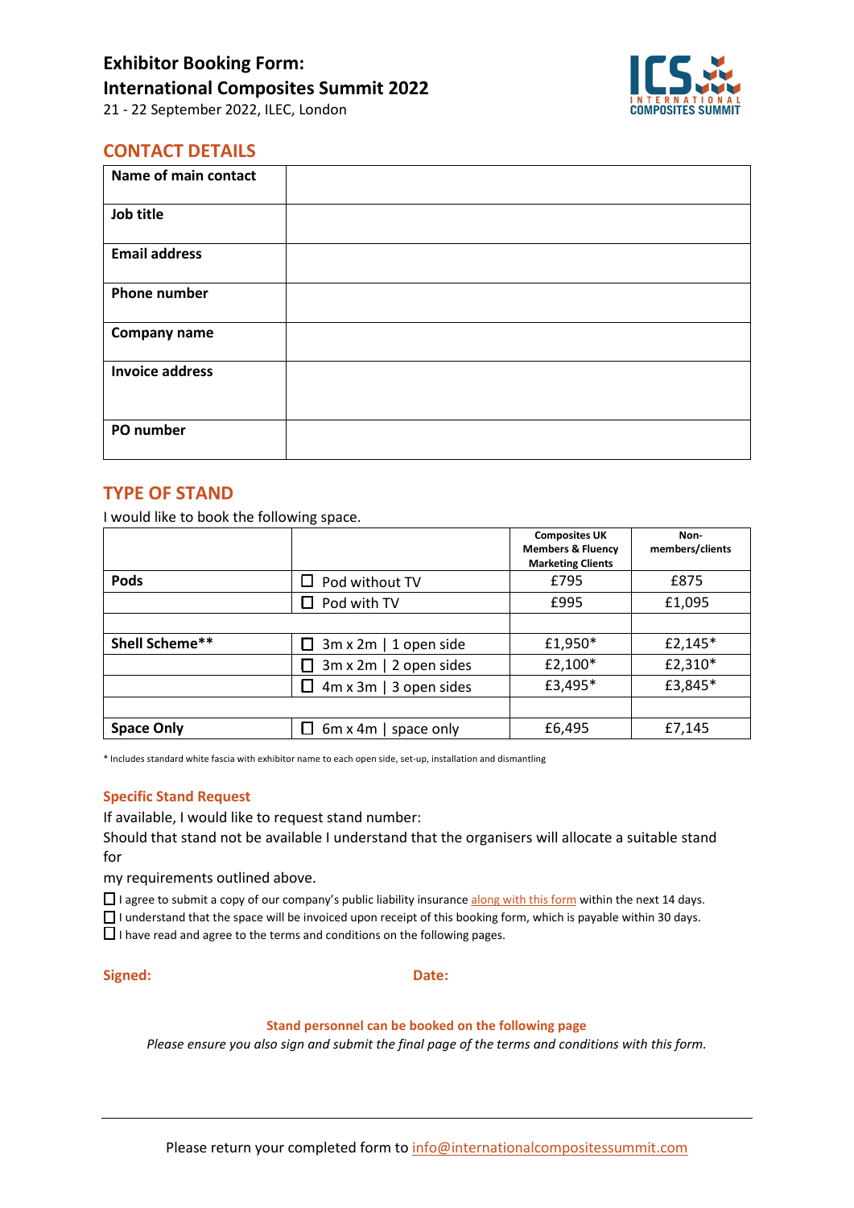# Exhibitor Booking Form: International Composites Summit 2022

21 - 22 September 2022, ILEC, London

## CONTACT DETAILS

| Name of main contact | |
|---|---|
| Job title | |
| Email address | |
| Phone number | |
| Company name | |
| Invoice address | |
| PO number | |

## TYPE OF STAND

I would like to book the following space.

| | | Composites UK Members & Fluency Marketing Clients | Non-members/clients |
|---|---|---|---|
| **Pods** | ☐ Pod without TV | £795 | £875 |
| | ☐ Pod with TV | £995 | £1,095 |
| | | | |
| **Shell Scheme**** | ☐ 3m x 2m \| 1 open side | £1,950* | £2,145* |
| | ☐ 3m x 2m \| 2 open sides | £2,100* | £2,310* |
| | ☐ 4m x 3m \| 3 open sides | £3,495* | £3,845* |
| | | | |
| **Space Only** | ☐ 6m x 4m \| space only | £6,495 | £7,145 |

* Includes standard white fascia with exhibitor name to each open side, set-up, installation and dismantling

### Specific Stand Request

If available, I would like to request stand number:

Should that stand not be available I understand that the organisers will allocate a suitable stand for my requirements outlined above.

☐ I agree to submit a copy of our company's public liability insurance along with this form within the next 14 days.

☐ I understand that the space will be invoiced upon receipt of this booking form, which is payable within 30 days.

☐ I have read and agree to the terms and conditions on the following pages.

**Signed:** **Date:**

**Stand personnel can be booked on the following page**

*Please ensure you also sign and submit the final page of the terms and conditions with this form.*

Please return your completed form to info@internationalcompositessummit.com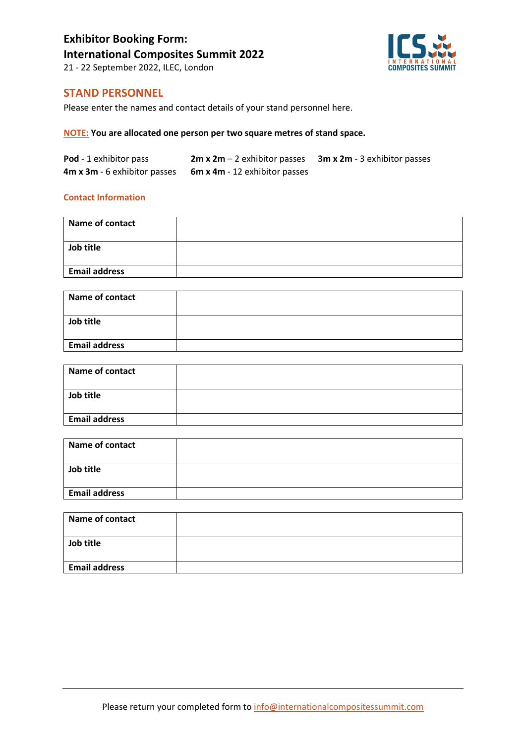# Exhibitor Booking Form:
# International Composites Summit 2022

21 - 22 September 2022, ILEC, London

## STAND PERSONNEL

Please enter the names and contact details of your stand personnel here.

**NOTE: You are allocated one person per two square metres of stand space.**

**Pod** - 1 exhibitor pass
**2m x 2m** – 2 exhibitor passes
**3m x 2m** - 3 exhibitor passes
**4m x 3m** - 6 exhibitor passes
**6m x 4m** - 12 exhibitor passes

### Contact Information

| **Name of contact** | |
|---|---|
| **Job title** | |
| **Email address** | |

| **Name of contact** | |
|---|---|
| **Job title** | |
| **Email address** | |

| **Name of contact** | |
|---|---|
| **Job title** | |
| **Email address** | |

| **Name of contact** | |
|---|---|
| **Job title** | |
| **Email address** | |

| **Name of contact** | |
|---|---|
| **Job title** | |
| **Email address** | |

Please return your completed form to info@internationalcompositessummit.com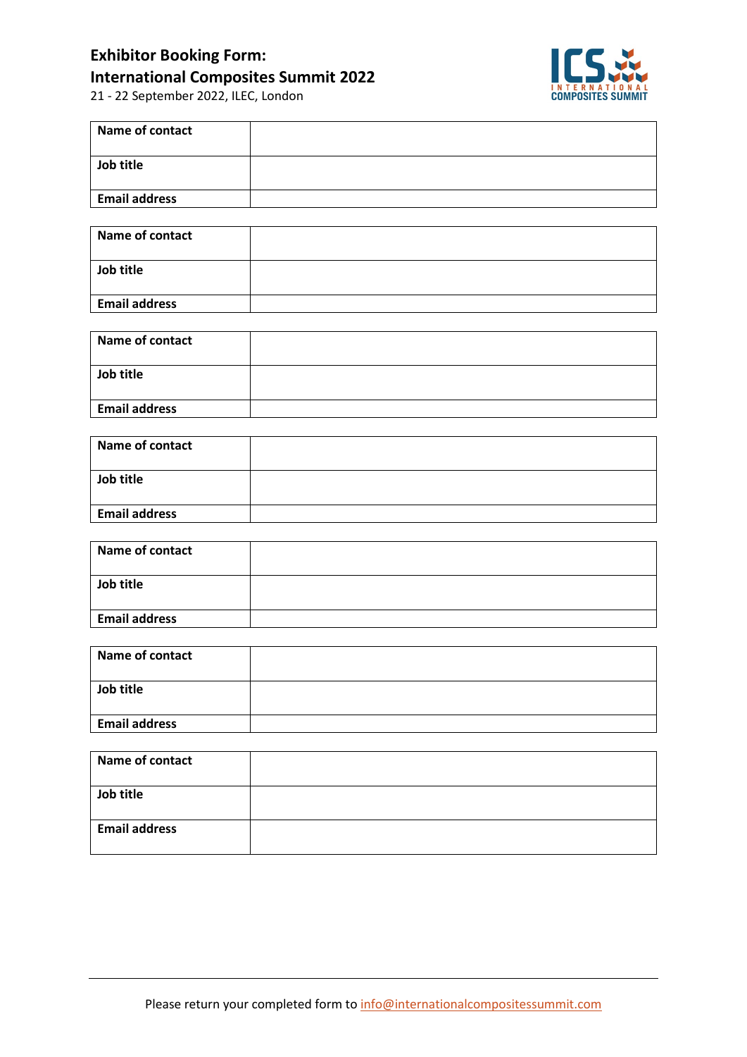**Exhibitor Booking Form:**
**International Composites Summit 2022**
21 - 22 September 2022, ILEC, London

| **Name of contact** | |
|---|---|
| **Job title** | |
| **Email address** | |

| **Name of contact** | |
|---|---|
| **Job title** | |
| **Email address** | |

| **Name of contact** | |
|---|---|
| **Job title** | |
| **Email address** | |

| **Name of contact** | |
|---|---|
| **Job title** | |
| **Email address** | |

| **Name of contact** | |
|---|---|
| **Job title** | |
| **Email address** | |

| **Name of contact** | |
|---|---|
| **Job title** | |
| **Email address** | |

| **Name of contact** | |
|---|---|
| **Job title** | |
| **Email address** | |

Please return your completed form to info@internationalcompositessummit.com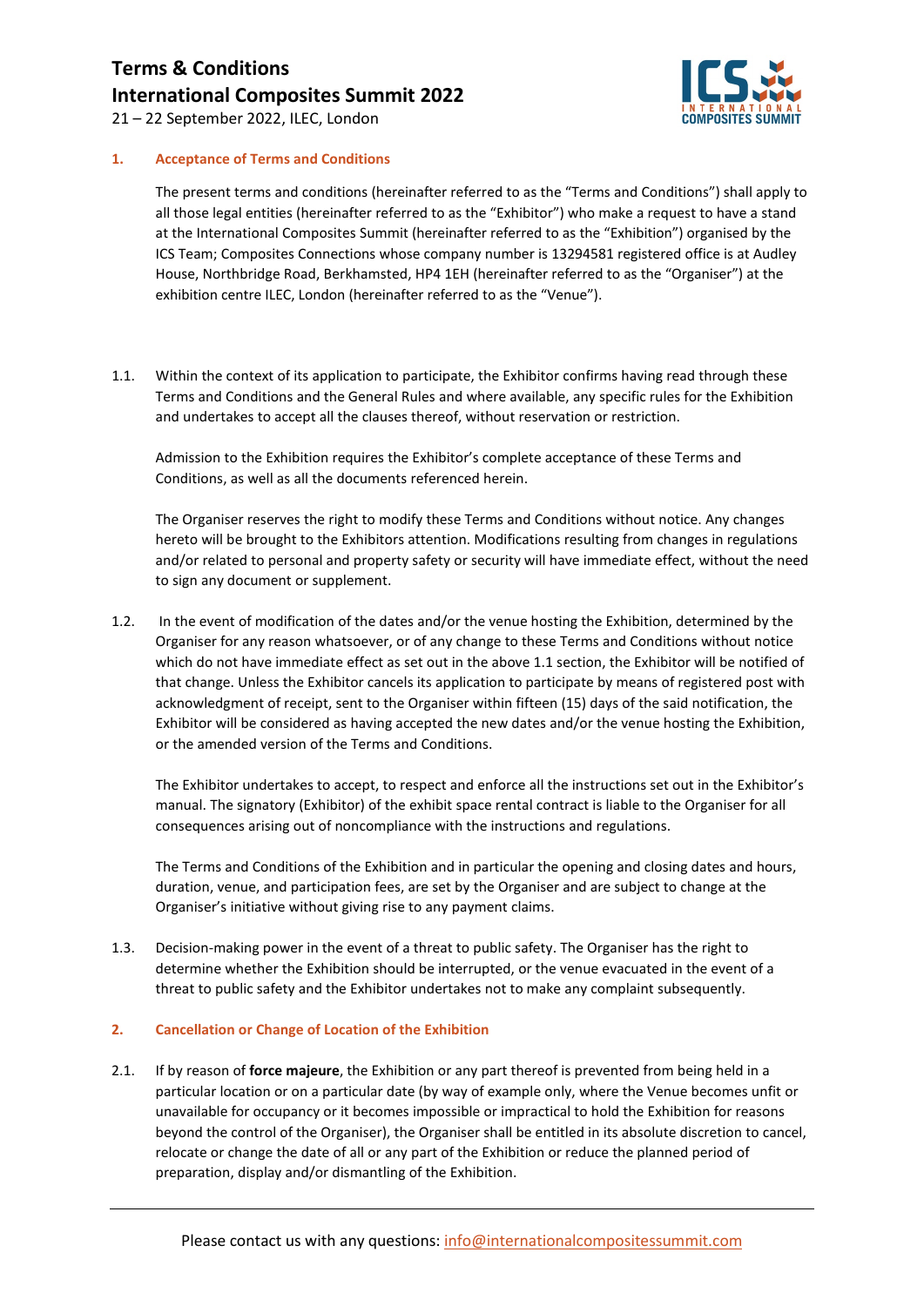# Terms & Conditions

# International Composites Summit 2022

21 – 22 September 2022, ILEC, London

## 1. Acceptance of Terms and Conditions

The present terms and conditions (hereinafter referred to as the "Terms and Conditions") shall apply to all those legal entities (hereinafter referred to as the "Exhibitor") who make a request to have a stand at the International Composites Summit (hereinafter referred to as the "Exhibition") organised by the ICS Team; Composites Connections whose company number is 13294581 registered office is at Audley House, Northbridge Road, Berkhamsted, HP4 1EH (hereinafter referred to as the "Organiser") at the exhibition centre ILEC, London (hereinafter referred to as the "Venue").

1.1. Within the context of its application to participate, the Exhibitor confirms having read through these Terms and Conditions and the General Rules and where available, any specific rules for the Exhibition and undertakes to accept all the clauses thereof, without reservation or restriction.

Admission to the Exhibition requires the Exhibitor's complete acceptance of these Terms and Conditions, as well as all the documents referenced herein.

The Organiser reserves the right to modify these Terms and Conditions without notice. Any changes hereto will be brought to the Exhibitors attention. Modifications resulting from changes in regulations and/or related to personal and property safety or security will have immediate effect, without the need to sign any document or supplement.

1.2. In the event of modification of the dates and/or the venue hosting the Exhibition, determined by the Organiser for any reason whatsoever, or of any change to these Terms and Conditions without notice which do not have immediate effect as set out in the above 1.1 section, the Exhibitor will be notified of that change. Unless the Exhibitor cancels its application to participate by means of registered post with acknowledgment of receipt, sent to the Organiser within fifteen (15) days of the said notification, the Exhibitor will be considered as having accepted the new dates and/or the venue hosting the Exhibition, or the amended version of the Terms and Conditions.

The Exhibitor undertakes to accept, to respect and enforce all the instructions set out in the Exhibitor's manual. The signatory (Exhibitor) of the exhibit space rental contract is liable to the Organiser for all consequences arising out of noncompliance with the instructions and regulations.

The Terms and Conditions of the Exhibition and in particular the opening and closing dates and hours, duration, venue, and participation fees, are set by the Organiser and are subject to change at the Organiser's initiative without giving rise to any payment claims.

1.3. Decision-making power in the event of a threat to public safety. The Organiser has the right to determine whether the Exhibition should be interrupted, or the venue evacuated in the event of a threat to public safety and the Exhibitor undertakes not to make any complaint subsequently.

## 2. Cancellation or Change of Location of the Exhibition

2.1. If by reason of **force majeure**, the Exhibition or any part thereof is prevented from being held in a particular location or on a particular date (by way of example only, where the Venue becomes unfit or unavailable for occupancy or it becomes impossible or impractical to hold the Exhibition for reasons beyond the control of the Organiser), the Organiser shall be entitled in its absolute discretion to cancel, relocate or change the date of all or any part of the Exhibition or reduce the planned period of preparation, display and/or dismantling of the Exhibition.

Please contact us with any questions: info@internationalcompositessummit.com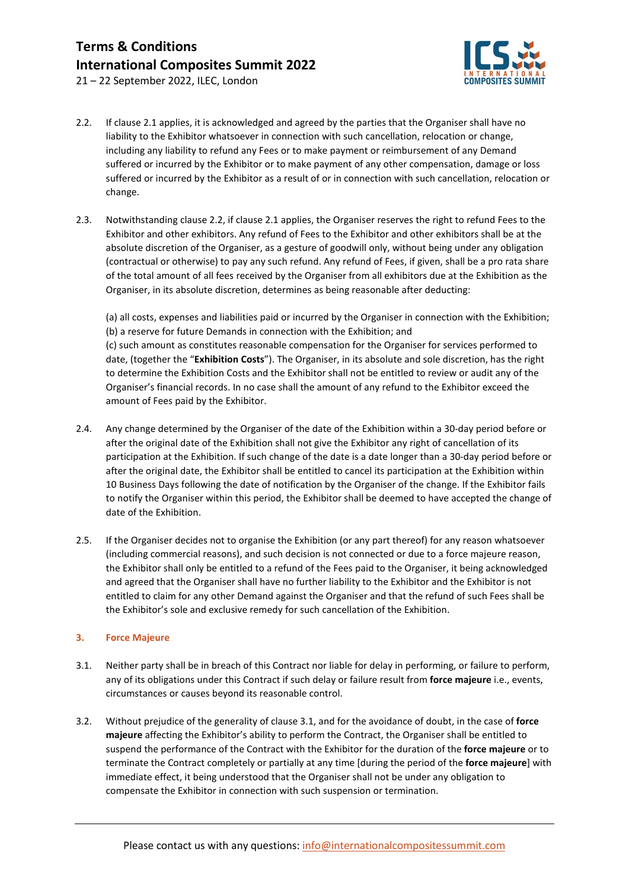2.2. If clause 2.1 applies, it is acknowledged and agreed by the parties that the Organiser shall have no liability to the Exhibitor whatsoever in connection with such cancellation, relocation or change, including any liability to refund any Fees or to make payment or reimbursement of any Demand suffered or incurred by the Exhibitor or to make payment of any other compensation, damage or loss suffered or incurred by the Exhibitor as a result of or in connection with such cancellation, relocation or change.

2.3. Notwithstanding clause 2.2, if clause 2.1 applies, the Organiser reserves the right to refund Fees to the Exhibitor and other exhibitors. Any refund of Fees to the Exhibitor and other exhibitors shall be at the absolute discretion of the Organiser, as a gesture of goodwill only, without being under any obligation (contractual or otherwise) to pay any such refund. Any refund of Fees, if given, shall be a pro rata share of the total amount of all fees received by the Organiser from all exhibitors due at the Exhibition as the Organiser, in its absolute discretion, determines as being reasonable after deducting:

(a) all costs, expenses and liabilities paid or incurred by the Organiser in connection with the Exhibition;
(b) a reserve for future Demands in connection with the Exhibition; and
(c) such amount as constitutes reasonable compensation for the Organiser for services performed to date, (together the "**Exhibition Costs**"). The Organiser, in its absolute and sole discretion, has the right to determine the Exhibition Costs and the Exhibitor shall not be entitled to review or audit any of the Organiser's financial records. In no case shall the amount of any refund to the Exhibitor exceed the amount of Fees paid by the Exhibitor.

2.4. Any change determined by the Organiser of the date of the Exhibition within a 30-day period before or after the original date of the Exhibition shall not give the Exhibitor any right of cancellation of its participation at the Exhibition. If such change of the date is a date longer than a 30-day period before or after the original date, the Exhibitor shall be entitled to cancel its participation at the Exhibition within 10 Business Days following the date of notification by the Organiser of the change. If the Exhibitor fails to notify the Organiser within this period, the Exhibitor shall be deemed to have accepted the change of date of the Exhibition.

2.5. If the Organiser decides not to organise the Exhibition (or any part thereof) for any reason whatsoever (including commercial reasons), and such decision is not connected or due to a force majeure reason, the Exhibitor shall only be entitled to a refund of the Fees paid to the Organiser, it being acknowledged and agreed that the Organiser shall have no further liability to the Exhibitor and the Exhibitor is not entitled to claim for any other Demand against the Organiser and that the refund of such Fees shall be the Exhibitor's sole and exclusive remedy for such cancellation of the Exhibition.

## 3. Force Majeure

3.1. Neither party shall be in breach of this Contract nor liable for delay in performing, or failure to perform, any of its obligations under this Contract if such delay or failure result from **force majeure** i.e., events, circumstances or causes beyond its reasonable control.

3.2. Without prejudice of the generality of clause 3.1, and for the avoidance of doubt, in the case of **force majeure** affecting the Exhibitor's ability to perform the Contract, the Organiser shall be entitled to suspend the performance of the Contract with the Exhibitor for the duration of the **force majeure** or to terminate the Contract completely or partially at any time [during the period of the **force majeure**] with immediate effect, it being understood that the Organiser shall not be under any obligation to compensate the Exhibitor in connection with such suspension or termination.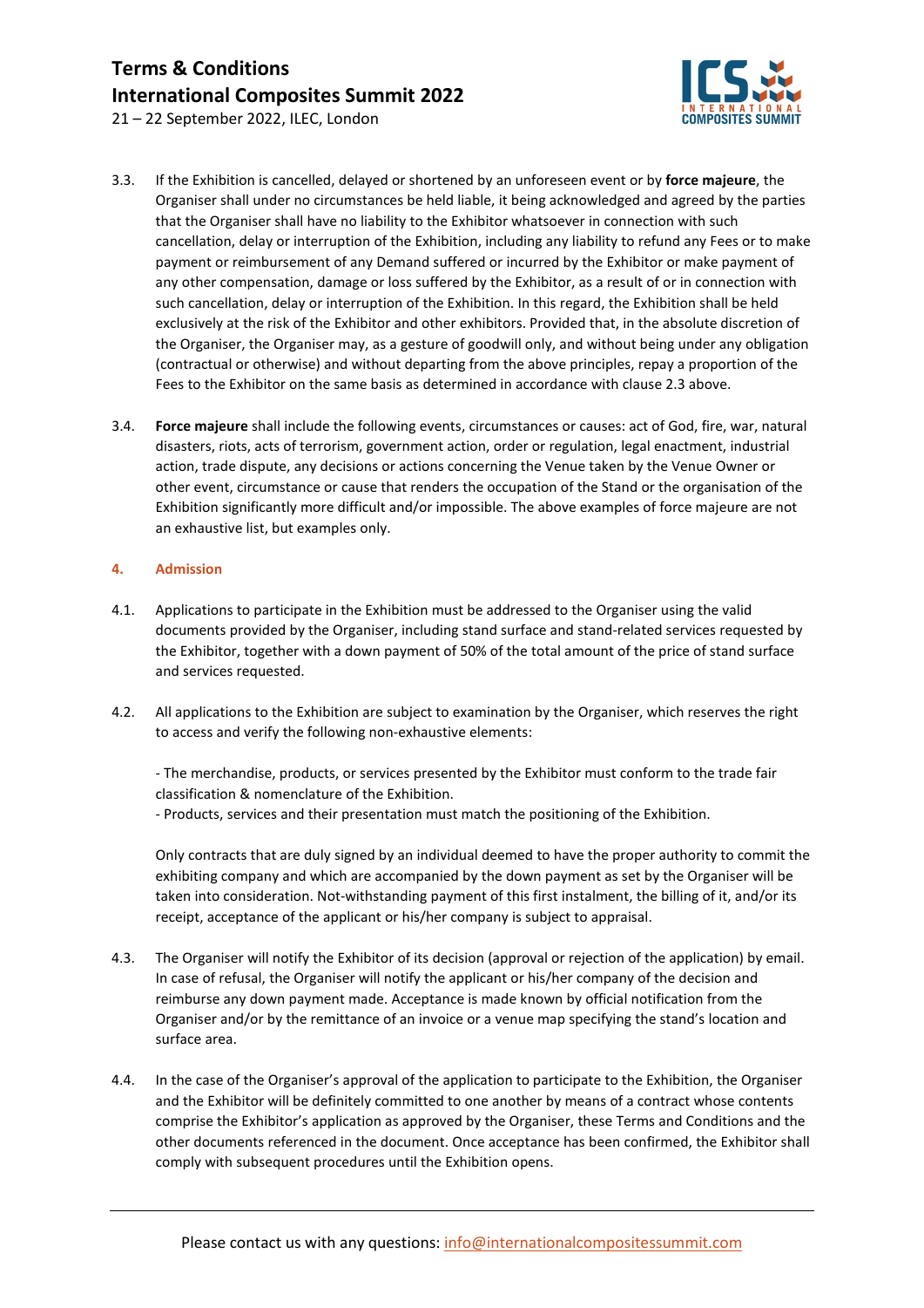3.3. If the Exhibition is cancelled, delayed or shortened by an unforeseen event or by **force majeure**, the Organiser shall under no circumstances be held liable, it being acknowledged and agreed by the parties that the Organiser shall have no liability to the Exhibitor whatsoever in connection with such cancellation, delay or interruption of the Exhibition, including any liability to refund any Fees or to make payment or reimbursement of any Demand suffered or incurred by the Exhibitor or make payment of any other compensation, damage or loss suffered by the Exhibitor, as a result of or in connection with such cancellation, delay or interruption of the Exhibition. In this regard, the Exhibition shall be held exclusively at the risk of the Exhibitor and other exhibitors. Provided that, in the absolute discretion of the Organiser, the Organiser may, as a gesture of goodwill only, and without being under any obligation (contractual or otherwise) and without departing from the above principles, repay a proportion of the Fees to the Exhibitor on the same basis as determined in accordance with clause 2.3 above.

3.4. **Force majeure** shall include the following events, circumstances or causes: act of God, fire, war, natural disasters, riots, acts of terrorism, government action, order or regulation, legal enactment, industrial action, trade dispute, any decisions or actions concerning the Venue taken by the Venue Owner or other event, circumstance or cause that renders the occupation of the Stand or the organisation of the Exhibition significantly more difficult and/or impossible. The above examples of force majeure are not an exhaustive list, but examples only.

## 4. Admission

4.1. Applications to participate in the Exhibition must be addressed to the Organiser using the valid documents provided by the Organiser, including stand surface and stand-related services requested by the Exhibitor, together with a down payment of 50% of the total amount of the price of stand surface and services requested.

4.2. All applications to the Exhibition are subject to examination by the Organiser, which reserves the right to access and verify the following non-exhaustive elements:

- The merchandise, products, or services presented by the Exhibitor must conform to the trade fair classification & nomenclature of the Exhibition.
- Products, services and their presentation must match the positioning of the Exhibition.

Only contracts that are duly signed by an individual deemed to have the proper authority to commit the exhibiting company and which are accompanied by the down payment as set by the Organiser will be taken into consideration. Not-withstanding payment of this first instalment, the billing of it, and/or its receipt, acceptance of the applicant or his/her company is subject to appraisal.

4.3. The Organiser will notify the Exhibitor of its decision (approval or rejection of the application) by email. In case of refusal, the Organiser will notify the applicant or his/her company of the decision and reimburse any down payment made. Acceptance is made known by official notification from the Organiser and/or by the remittance of an invoice or a venue map specifying the stand's location and surface area.

4.4. In the case of the Organiser's approval of the application to participate to the Exhibition, the Organiser and the Exhibitor will be definitely committed to one another by means of a contract whose contents comprise the Exhibitor's application as approved by the Organiser, these Terms and Conditions and the other documents referenced in the document. Once acceptance has been confirmed, the Exhibitor shall comply with subsequent procedures until the Exhibition opens.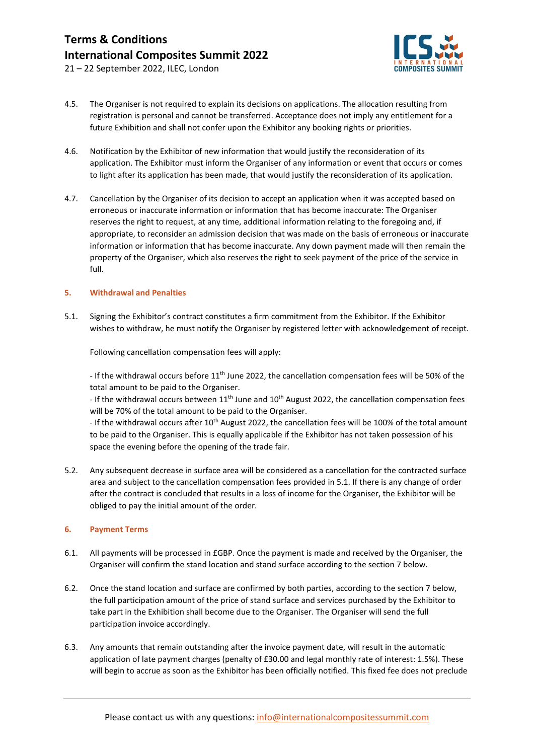4.5. The Organiser is not required to explain its decisions on applications. The allocation resulting from registration is personal and cannot be transferred. Acceptance does not imply any entitlement for a future Exhibition and shall not confer upon the Exhibitor any booking rights or priorities.

4.6. Notification by the Exhibitor of new information that would justify the reconsideration of its application. The Exhibitor must inform the Organiser of any information or event that occurs or comes to light after its application has been made, that would justify the reconsideration of its application.

4.7. Cancellation by the Organiser of its decision to accept an application when it was accepted based on erroneous or inaccurate information or information that has become inaccurate: The Organiser reserves the right to request, at any time, additional information relating to the foregoing and, if appropriate, to reconsider an admission decision that was made on the basis of erroneous or inaccurate information or information that has become inaccurate. Any down payment made will then remain the property of the Organiser, which also reserves the right to seek payment of the price of the service in full.

## 5. Withdrawal and Penalties

5.1. Signing the Exhibitor's contract constitutes a firm commitment from the Exhibitor. If the Exhibitor wishes to withdraw, he must notify the Organiser by registered letter with acknowledgement of receipt.

Following cancellation compensation fees will apply:

- If the withdrawal occurs before 11th June 2022, the cancellation compensation fees will be 50% of the total amount to be paid to the Organiser.
- If the withdrawal occurs between 11th June and 10th August 2022, the cancellation compensation fees will be 70% of the total amount to be paid to the Organiser.
- If the withdrawal occurs after 10th August 2022, the cancellation fees will be 100% of the total amount to be paid to the Organiser. This is equally applicable if the Exhibitor has not taken possession of his space the evening before the opening of the trade fair.

5.2. Any subsequent decrease in surface area will be considered as a cancellation for the contracted surface area and subject to the cancellation compensation fees provided in 5.1. If there is any change of order after the contract is concluded that results in a loss of income for the Organiser, the Exhibitor will be obliged to pay the initial amount of the order.

## 6. Payment Terms

6.1. All payments will be processed in £GBP. Once the payment is made and received by the Organiser, the Organiser will confirm the stand location and stand surface according to the section 7 below.

6.2. Once the stand location and surface are confirmed by both parties, according to the section 7 below, the full participation amount of the price of stand surface and services purchased by the Exhibitor to take part in the Exhibition shall become due to the Organiser. The Organiser will send the full participation invoice accordingly.

6.3. Any amounts that remain outstanding after the invoice payment date, will result in the automatic application of late payment charges (penalty of £30.00 and legal monthly rate of interest: 1.5%). These will begin to accrue as soon as the Exhibitor has been officially notified. This fixed fee does not preclude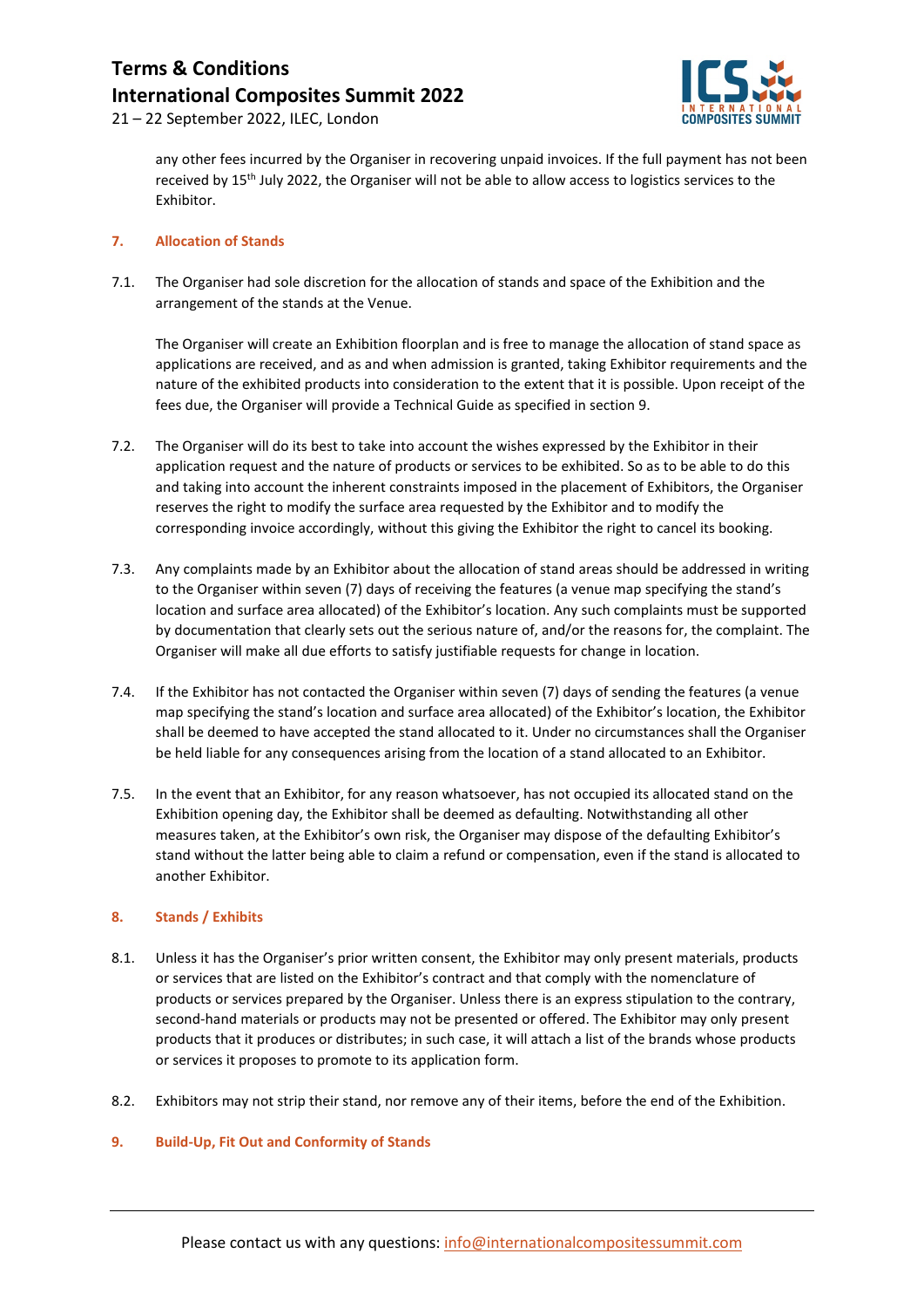any other fees incurred by the Organiser in recovering unpaid invoices. If the full payment has not been received by 15th July 2022, the Organiser will not be able to allow access to logistics services to the Exhibitor.

## 7. Allocation of Stands

7.1. The Organiser had sole discretion for the allocation of stands and space of the Exhibition and the arrangement of the stands at the Venue.

The Organiser will create an Exhibition floorplan and is free to manage the allocation of stand space as applications are received, and as and when admission is granted, taking Exhibitor requirements and the nature of the exhibited products into consideration to the extent that it is possible. Upon receipt of the fees due, the Organiser will provide a Technical Guide as specified in section 9.

7.2. The Organiser will do its best to take into account the wishes expressed by the Exhibitor in their application request and the nature of products or services to be exhibited. So as to be able to do this and taking into account the inherent constraints imposed in the placement of Exhibitors, the Organiser reserves the right to modify the surface area requested by the Exhibitor and to modify the corresponding invoice accordingly, without this giving the Exhibitor the right to cancel its booking.

7.3. Any complaints made by an Exhibitor about the allocation of stand areas should be addressed in writing to the Organiser within seven (7) days of receiving the features (a venue map specifying the stand's location and surface area allocated) of the Exhibitor's location. Any such complaints must be supported by documentation that clearly sets out the serious nature of, and/or the reasons for, the complaint. The Organiser will make all due efforts to satisfy justifiable requests for change in location.

7.4. If the Exhibitor has not contacted the Organiser within seven (7) days of sending the features (a venue map specifying the stand's location and surface area allocated) of the Exhibitor's location, the Exhibitor shall be deemed to have accepted the stand allocated to it. Under no circumstances shall the Organiser be held liable for any consequences arising from the location of a stand allocated to an Exhibitor.

7.5. In the event that an Exhibitor, for any reason whatsoever, has not occupied its allocated stand on the Exhibition opening day, the Exhibitor shall be deemed as defaulting. Notwithstanding all other measures taken, at the Exhibitor's own risk, the Organiser may dispose of the defaulting Exhibitor's stand without the latter being able to claim a refund or compensation, even if the stand is allocated to another Exhibitor.

## 8. Stands / Exhibits

8.1. Unless it has the Organiser's prior written consent, the Exhibitor may only present materials, products or services that are listed on the Exhibitor's contract and that comply with the nomenclature of products or services prepared by the Organiser. Unless there is an express stipulation to the contrary, second-hand materials or products may not be presented or offered. The Exhibitor may only present products that it produces or distributes; in such case, it will attach a list of the brands whose products or services it proposes to promote to its application form.

8.2. Exhibitors may not strip their stand, nor remove any of their items, before the end of the Exhibition.

## 9. Build-Up, Fit Out and Conformity of Stands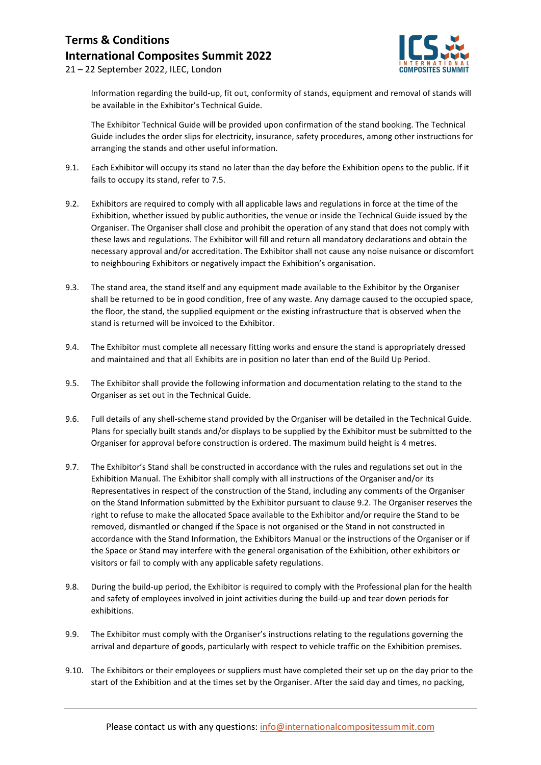Information regarding the build-up, fit out, conformity of stands, equipment and removal of stands will be available in the Exhibitor's Technical Guide.

The Exhibitor Technical Guide will be provided upon confirmation of the stand booking. The Technical Guide includes the order slips for electricity, insurance, safety procedures, among other instructions for arranging the stands and other useful information.

9.1. Each Exhibitor will occupy its stand no later than the day before the Exhibition opens to the public. If it fails to occupy its stand, refer to 7.5.

9.2. Exhibitors are required to comply with all applicable laws and regulations in force at the time of the Exhibition, whether issued by public authorities, the venue or inside the Technical Guide issued by the Organiser. The Organiser shall close and prohibit the operation of any stand that does not comply with these laws and regulations. The Exhibitor will fill and return all mandatory declarations and obtain the necessary approval and/or accreditation. The Exhibitor shall not cause any noise nuisance or discomfort to neighbouring Exhibitors or negatively impact the Exhibition's organisation.

9.3. The stand area, the stand itself and any equipment made available to the Exhibitor by the Organiser shall be returned to be in good condition, free of any waste. Any damage caused to the occupied space, the floor, the stand, the supplied equipment or the existing infrastructure that is observed when the stand is returned will be invoiced to the Exhibitor.

9.4. The Exhibitor must complete all necessary fitting works and ensure the stand is appropriately dressed and maintained and that all Exhibits are in position no later than end of the Build Up Period.

9.5. The Exhibitor shall provide the following information and documentation relating to the stand to the Organiser as set out in the Technical Guide.

9.6. Full details of any shell-scheme stand provided by the Organiser will be detailed in the Technical Guide. Plans for specially built stands and/or displays to be supplied by the Exhibitor must be submitted to the Organiser for approval before construction is ordered. The maximum build height is 4 metres.

9.7. The Exhibitor's Stand shall be constructed in accordance with the rules and regulations set out in the Exhibition Manual. The Exhibitor shall comply with all instructions of the Organiser and/or its Representatives in respect of the construction of the Stand, including any comments of the Organiser on the Stand Information submitted by the Exhibitor pursuant to clause 9.2. The Organiser reserves the right to refuse to make the allocated Space available to the Exhibitor and/or require the Stand to be removed, dismantled or changed if the Space is not organised or the Stand in not constructed in accordance with the Stand Information, the Exhibitors Manual or the instructions of the Organiser or if the Space or Stand may interfere with the general organisation of the Exhibition, other exhibitors or visitors or fail to comply with any applicable safety regulations.

9.8. During the build-up period, the Exhibitor is required to comply with the Professional plan for the health and safety of employees involved in joint activities during the build-up and tear down periods for exhibitions.

9.9. The Exhibitor must comply with the Organiser's instructions relating to the regulations governing the arrival and departure of goods, particularly with respect to vehicle traffic on the Exhibition premises.

9.10. The Exhibitors or their employees or suppliers must have completed their set up on the day prior to the start of the Exhibition and at the times set by the Organiser. After the said day and times, no packing,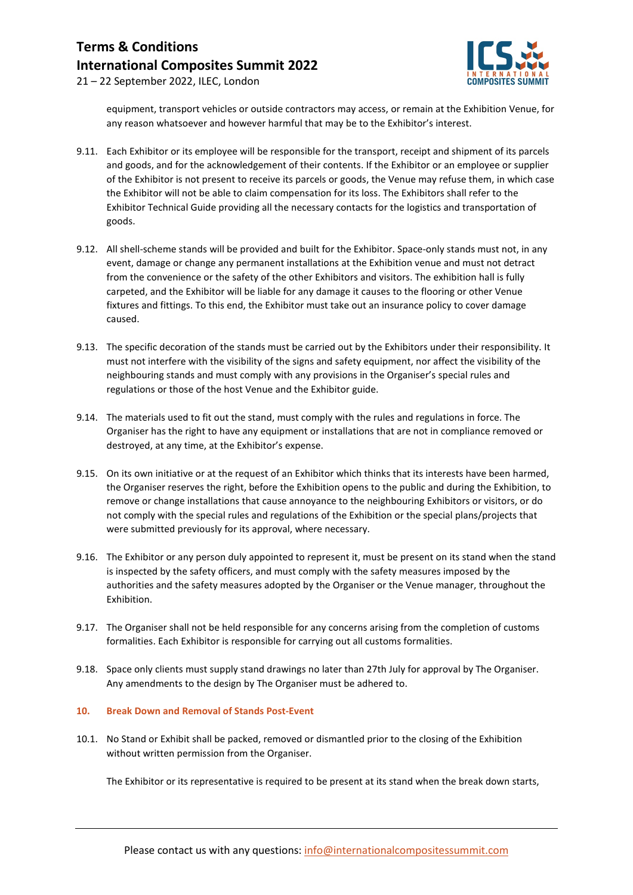equipment, transport vehicles or outside contractors may access, or remain at the Exhibition Venue, for any reason whatsoever and however harmful that may be to the Exhibitor's interest.

9.11. Each Exhibitor or its employee will be responsible for the transport, receipt and shipment of its parcels and goods, and for the acknowledgement of their contents. If the Exhibitor or an employee or supplier of the Exhibitor is not present to receive its parcels or goods, the Venue may refuse them, in which case the Exhibitor will not be able to claim compensation for its loss. The Exhibitors shall refer to the Exhibitor Technical Guide providing all the necessary contacts for the logistics and transportation of goods.

9.12. All shell-scheme stands will be provided and built for the Exhibitor. Space-only stands must not, in any event, damage or change any permanent installations at the Exhibition venue and must not detract from the convenience or the safety of the other Exhibitors and visitors. The exhibition hall is fully carpeted, and the Exhibitor will be liable for any damage it causes to the flooring or other Venue fixtures and fittings. To this end, the Exhibitor must take out an insurance policy to cover damage caused.

9.13. The specific decoration of the stands must be carried out by the Exhibitors under their responsibility. It must not interfere with the visibility of the signs and safety equipment, nor affect the visibility of the neighbouring stands and must comply with any provisions in the Organiser's special rules and regulations or those of the host Venue and the Exhibitor guide.

9.14. The materials used to fit out the stand, must comply with the rules and regulations in force. The Organiser has the right to have any equipment or installations that are not in compliance removed or destroyed, at any time, at the Exhibitor's expense.

9.15. On its own initiative or at the request of an Exhibitor which thinks that its interests have been harmed, the Organiser reserves the right, before the Exhibition opens to the public and during the Exhibition, to remove or change installations that cause annoyance to the neighbouring Exhibitors or visitors, or do not comply with the special rules and regulations of the Exhibition or the special plans/projects that were submitted previously for its approval, where necessary.

9.16. The Exhibitor or any person duly appointed to represent it, must be present on its stand when the stand is inspected by the safety officers, and must comply with the safety measures imposed by the authorities and the safety measures adopted by the Organiser or the Venue manager, throughout the Exhibition.

9.17. The Organiser shall not be held responsible for any concerns arising from the completion of customs formalities. Each Exhibitor is responsible for carrying out all customs formalities.

9.18. Space only clients must supply stand drawings no later than 27th July for approval by The Organiser. Any amendments to the design by The Organiser must be adhered to.

## 10. Break Down and Removal of Stands Post-Event

10.1. No Stand or Exhibit shall be packed, removed or dismantled prior to the closing of the Exhibition without written permission from the Organiser.

The Exhibitor or its representative is required to be present at its stand when the break down starts,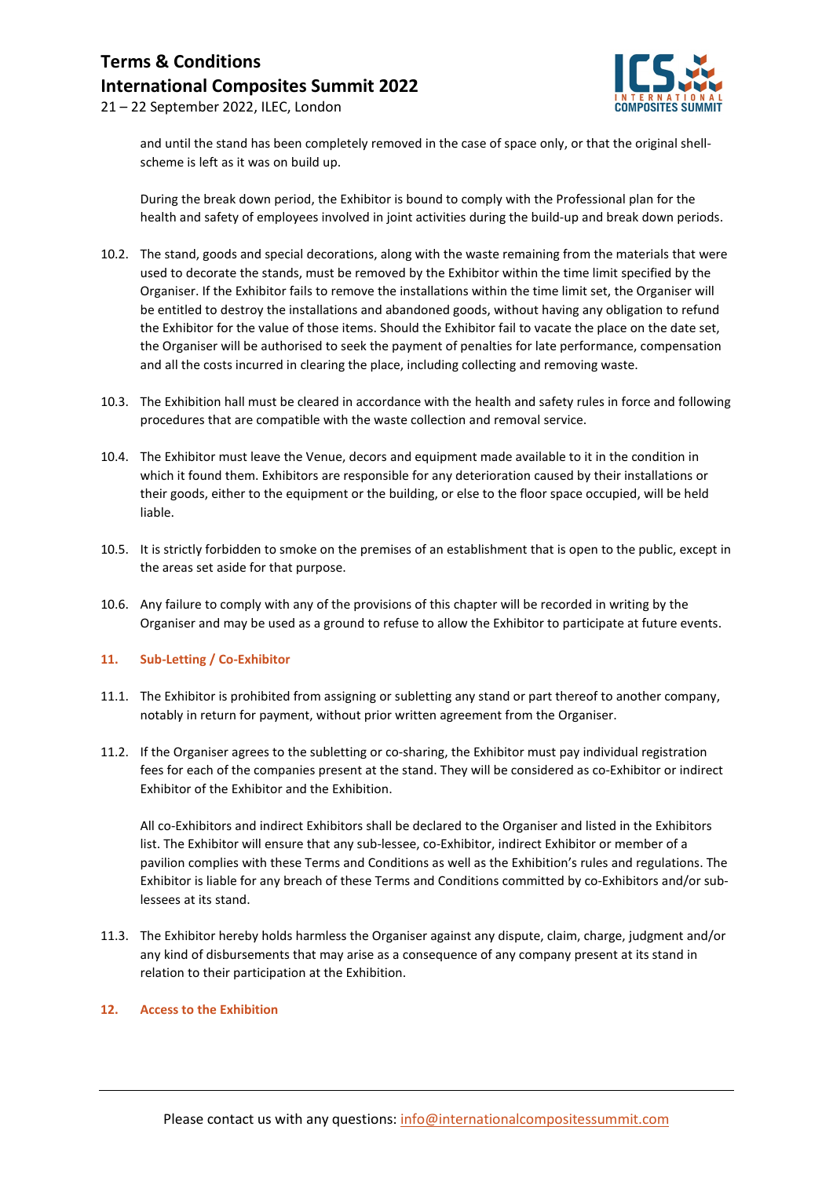and until the stand has been completely removed in the case of space only, or that the original shell-scheme is left as it was on build up.

During the break down period, the Exhibitor is bound to comply with the Professional plan for the health and safety of employees involved in joint activities during the build-up and break down periods.

10.2. The stand, goods and special decorations, along with the waste remaining from the materials that were used to decorate the stands, must be removed by the Exhibitor within the time limit specified by the Organiser. If the Exhibitor fails to remove the installations within the time limit set, the Organiser will be entitled to destroy the installations and abandoned goods, without having any obligation to refund the Exhibitor for the value of those items. Should the Exhibitor fail to vacate the place on the date set, the Organiser will be authorised to seek the payment of penalties for late performance, compensation and all the costs incurred in clearing the place, including collecting and removing waste.

10.3. The Exhibition hall must be cleared in accordance with the health and safety rules in force and following procedures that are compatible with the waste collection and removal service.

10.4. The Exhibitor must leave the Venue, decors and equipment made available to it in the condition in which it found them. Exhibitors are responsible for any deterioration caused by their installations or their goods, either to the equipment or the building, or else to the floor space occupied, will be held liable.

10.5. It is strictly forbidden to smoke on the premises of an establishment that is open to the public, except in the areas set aside for that purpose.

10.6. Any failure to comply with any of the provisions of this chapter will be recorded in writing by the Organiser and may be used as a ground to refuse to allow the Exhibitor to participate at future events.

## 11. Sub-Letting / Co-Exhibitor

11.1. The Exhibitor is prohibited from assigning or subletting any stand or part thereof to another company, notably in return for payment, without prior written agreement from the Organiser.

11.2. If the Organiser agrees to the subletting or co-sharing, the Exhibitor must pay individual registration fees for each of the companies present at the stand. They will be considered as co-Exhibitor or indirect Exhibitor of the Exhibitor and the Exhibition.

All co-Exhibitors and indirect Exhibitors shall be declared to the Organiser and listed in the Exhibitors list. The Exhibitor will ensure that any sub-lessee, co-Exhibitor, indirect Exhibitor or member of a pavilion complies with these Terms and Conditions as well as the Exhibitor's rules and regulations. The Exhibitor is liable for any breach of these Terms and Conditions committed by co-Exhibitors and/or sub-lessees at its stand.

11.3. The Exhibitor hereby holds harmless the Organiser against any dispute, claim, charge, judgment and/or any kind of disbursements that may arise as a consequence of any company present at its stand in relation to their participation at the Exhibition.

## 12. Access to the Exhibition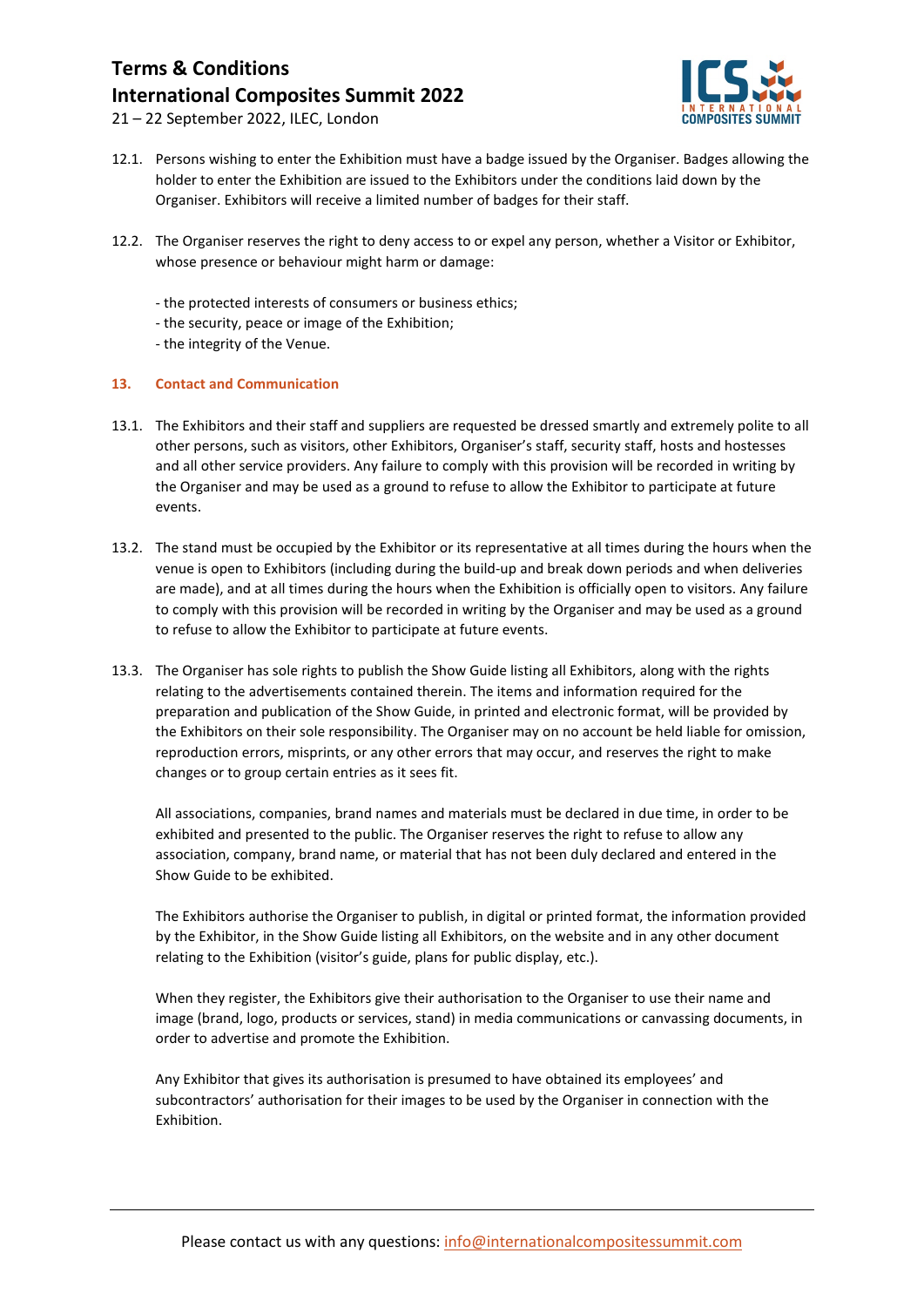12.1. Persons wishing to enter the Exhibition must have a badge issued by the Organiser. Badges allowing the holder to enter the Exhibition are issued to the Exhibitors under the conditions laid down by the Organiser. Exhibitors will receive a limited number of badges for their staff.

12.2. The Organiser reserves the right to deny access to or expel any person, whether a Visitor or Exhibitor, whose presence or behaviour might harm or damage:

- the protected interests of consumers or business ethics;
- the security, peace or image of the Exhibition;
- the integrity of the Venue.

## 13. Contact and Communication

13.1. The Exhibitors and their staff and suppliers are requested be dressed smartly and extremely polite to all other persons, such as visitors, other Exhibitors, Organiser's staff, security staff, hosts and hostesses and all other service providers. Any failure to comply with this provision will be recorded in writing by the Organiser and may be used as a ground to refuse to allow the Exhibitor to participate at future events.

13.2. The stand must be occupied by the Exhibitor or its representative at all times during the hours when the venue is open to Exhibitors (including during the build-up and break down periods and when deliveries are made), and at all times during the hours when the Exhibition is officially open to visitors. Any failure to comply with this provision will be recorded in writing by the Organiser and may be used as a ground to refuse to allow the Exhibitor to participate at future events.

13.3. The Organiser has sole rights to publish the Show Guide listing all Exhibitors, along with the rights relating to the advertisements contained therein. The items and information required for the preparation and publication of the Show Guide, in printed and electronic format, will be provided by the Exhibitors on their sole responsibility. The Organiser may on no account be held liable for omission, reproduction errors, misprints, or any other errors that may occur, and reserves the right to make changes or to group certain entries as it sees fit.

All associations, companies, brand names and materials must be declared in due time, in order to be exhibited and presented to the public. The Organiser reserves the right to refuse to allow any association, company, brand name, or material that has not been duly declared and entered in the Show Guide to be exhibited.

The Exhibitors authorise the Organiser to publish, in digital or printed format, the information provided by the Exhibitor, in the Show Guide listing all Exhibitors, on the website and in any other document relating to the Exhibition (visitor's guide, plans for public display, etc.).

When they register, the Exhibitors give their authorisation to the Organiser to use their name and image (brand, logo, products or services, stand) in media communications or canvassing documents, in order to advertise and promote the Exhibition.

Any Exhibitor that gives its authorisation is presumed to have obtained its employees' and subcontractors' authorisation for their images to be used by the Organiser in connection with the Exhibition.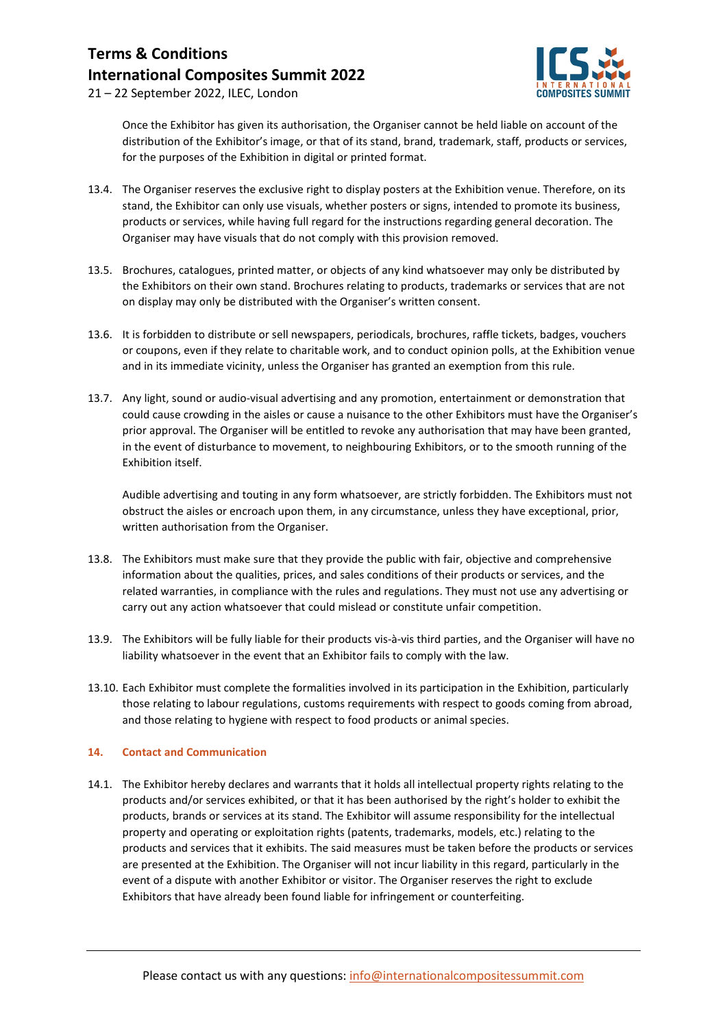Once the Exhibitor has given its authorisation, the Organiser cannot be held liable on account of the distribution of the Exhibitor's image, or that of its stand, brand, trademark, staff, products or services, for the purposes of the Exhibition in digital or printed format.

13.4. The Organiser reserves the exclusive right to display posters at the Exhibition venue. Therefore, on its stand, the Exhibitor can only use visuals, whether posters or signs, intended to promote its business, products or services, while having full regard for the instructions regarding general decoration. The Organiser may have visuals that do not comply with this provision removed.

13.5. Brochures, catalogues, printed matter, or objects of any kind whatsoever may only be distributed by the Exhibitors on their own stand. Brochures relating to products, trademarks or services that are not on display may only be distributed with the Organiser's written consent.

13.6. It is forbidden to distribute or sell newspapers, periodicals, brochures, raffle tickets, badges, vouchers or coupons, even if they relate to charitable work, and to conduct opinion polls, at the Exhibition venue and in its immediate vicinity, unless the Organiser has granted an exemption from this rule.

13.7. Any light, sound or audio-visual advertising and any promotion, entertainment or demonstration that could cause crowding in the aisles or cause a nuisance to the other Exhibitors must have the Organiser's prior approval. The Organiser will be entitled to revoke any authorisation that may have been granted, in the event of disturbance to movement, to neighbouring Exhibitors, or to the smooth running of the Exhibition itself.

Audible advertising and touting in any form whatsoever, are strictly forbidden. The Exhibitors must not obstruct the aisles or encroach upon them, in any circumstance, unless they have exceptional, prior, written authorisation from the Organiser.

13.8. The Exhibitors must make sure that they provide the public with fair, objective and comprehensive information about the qualities, prices, and sales conditions of their products or services, and the related warranties, in compliance with the rules and regulations. They must not use any advertising or carry out any action whatsoever that could mislead or constitute unfair competition.

13.9. The Exhibitors will be fully liable for their products vis-à-vis third parties, and the Organiser will have no liability whatsoever in the event that an Exhibitor fails to comply with the law.

13.10. Each Exhibitor must complete the formalities involved in its participation in the Exhibition, particularly those relating to labour regulations, customs requirements with respect to goods coming from abroad, and those relating to hygiene with respect to food products or animal species.

## 14. Contact and Communication

14.1. The Exhibitor hereby declares and warrants that it holds all intellectual property rights relating to the products and/or services exhibited, or that it has been authorised by the right's holder to exhibit the products, brands or services at its stand. The Exhibitor will assume responsibility for the intellectual property and operating or exploitation rights (patents, trademarks, models, etc.) relating to the products and services that it exhibits. The said measures must be taken before the products or services are presented at the Exhibition. The Organiser will not incur liability in this regard, particularly in the event of a dispute with another Exhibitor or visitor. The Organiser reserves the right to exclude Exhibitors that have already been found liable for infringement or counterfeiting.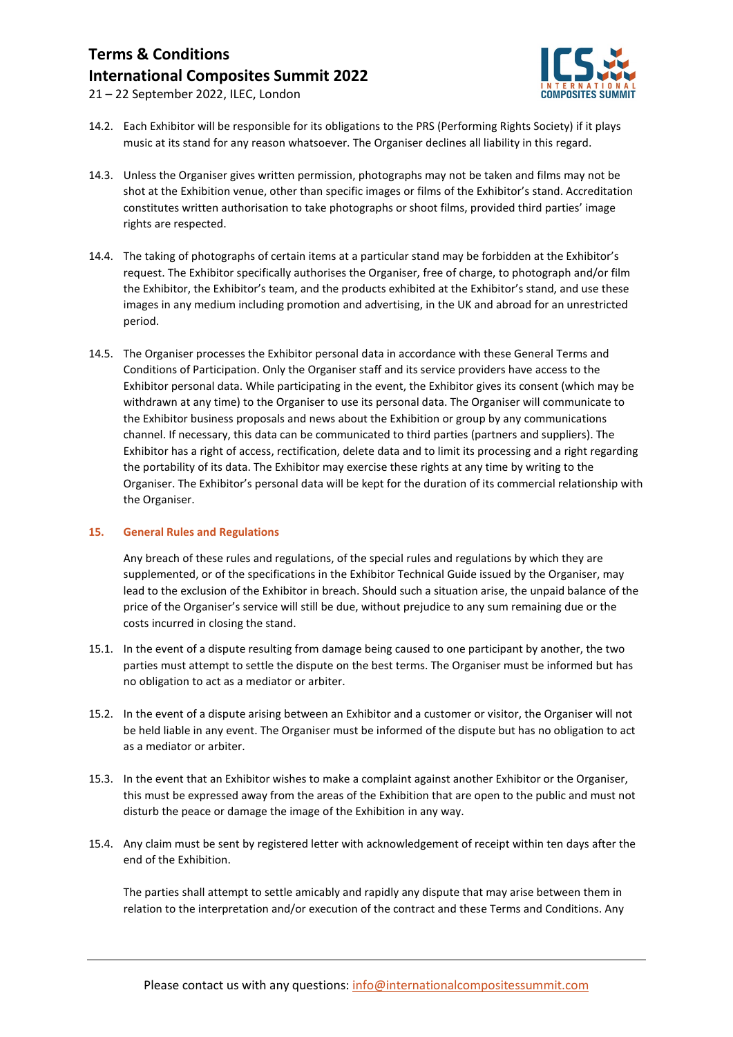14.2. Each Exhibitor will be responsible for its obligations to the PRS (Performing Rights Society) if it plays music at its stand for any reason whatsoever. The Organiser declines all liability in this regard.

14.3. Unless the Organiser gives written permission, photographs may not be taken and films may not be shot at the Exhibition venue, other than specific images or films of the Exhibitor's stand. Accreditation constitutes written authorisation to take photographs or shoot films, provided third parties' image rights are respected.

14.4. The taking of photographs of certain items at a particular stand may be forbidden at the Exhibitor's request. The Exhibitor specifically authorises the Organiser, free of charge, to photograph and/or film the Exhibitor, the Exhibitor's team, and the products exhibited at the Exhibitor's stand, and use these images in any medium including promotion and advertising, in the UK and abroad for an unrestricted period.

14.5. The Organiser processes the Exhibitor personal data in accordance with these General Terms and Conditions of Participation. Only the Organiser staff and its service providers have access to the Exhibitor personal data. While participating in the event, the Exhibitor gives its consent (which may be withdrawn at any time) to the Organiser to use its personal data. The Organiser will communicate to the Exhibitor business proposals and news about the Exhibition or group by any communications channel. If necessary, this data can be communicated to third parties (partners and suppliers). The Exhibitor has a right of access, rectification, delete data and to limit its processing and a right regarding the portability of its data. The Exhibitor may exercise these rights at any time by writing to the Organiser. The Exhibitor's personal data will be kept for the duration of its commercial relationship with the Organiser.

## 15. General Rules and Regulations

Any breach of these rules and regulations, of the special rules and regulations by which they are supplemented, or of the specifications in the Exhibitor Technical Guide issued by the Organiser, may lead to the exclusion of the Exhibitor in breach. Should such a situation arise, the unpaid balance of the price of the Organiser's service will still be due, without prejudice to any sum remaining due or the costs incurred in closing the stand.

15.1. In the event of a dispute resulting from damage being caused to one participant by another, the two parties must attempt to settle the dispute on the best terms. The Organiser must be informed but has no obligation to act as a mediator or arbiter.

15.2. In the event of a dispute arising between an Exhibitor and a customer or visitor, the Organiser will not be held liable in any event. The Organiser must be informed of the dispute but has no obligation to act as a mediator or arbiter.

15.3. In the event that an Exhibitor wishes to make a complaint against another Exhibitor or the Organiser, this must be expressed away from the areas of the Exhibition that are open to the public and must not disturb the peace or damage the image of the Exhibition in any way.

15.4. Any claim must be sent by registered letter with acknowledgement of receipt within ten days after the end of the Exhibition.

The parties shall attempt to settle amicably and rapidly any dispute that may arise between them in relation to the interpretation and/or execution of the contract and these Terms and Conditions. Any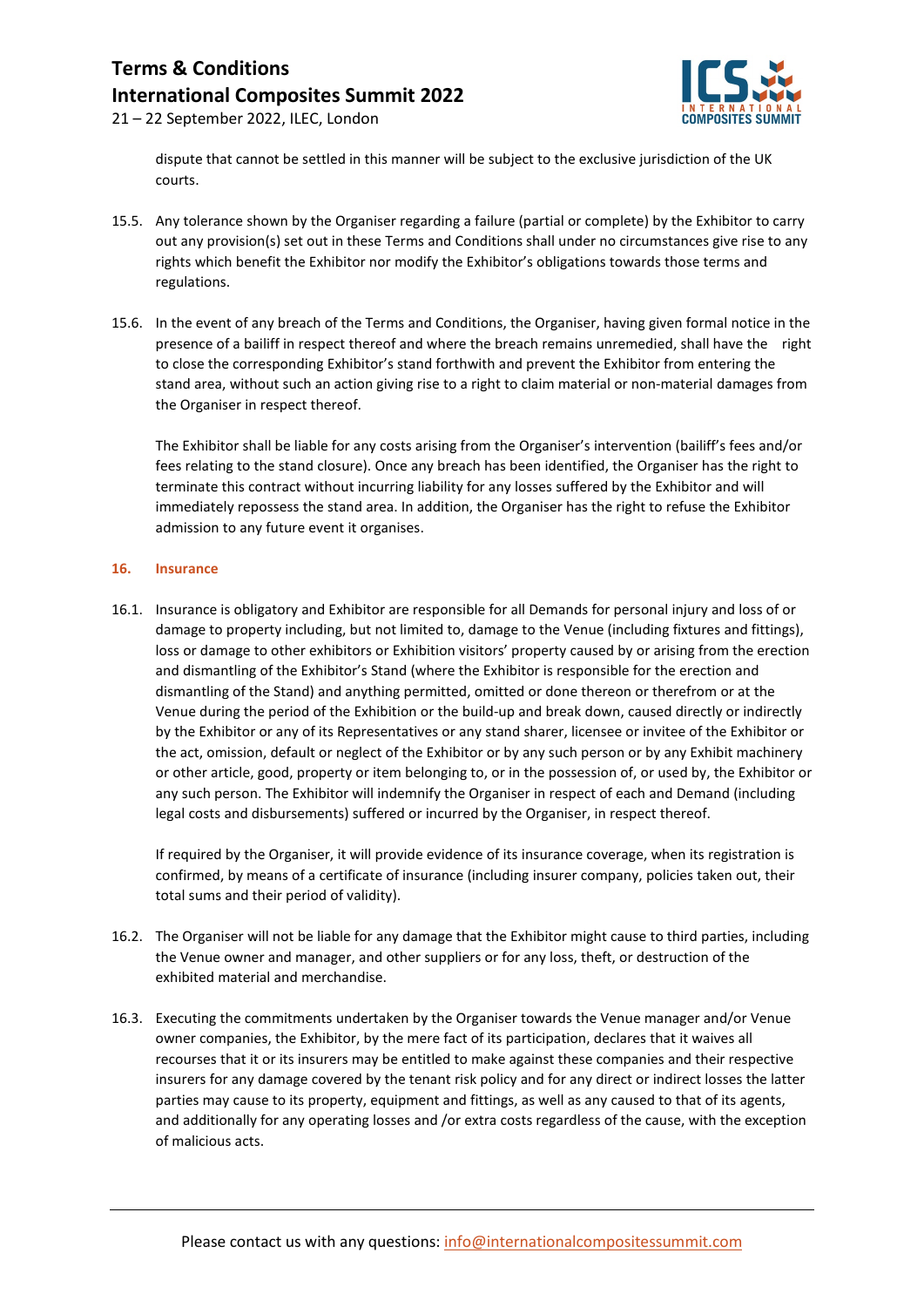dispute that cannot be settled in this manner will be subject to the exclusive jurisdiction of the UK courts.

15.5. Any tolerance shown by the Organiser regarding a failure (partial or complete) by the Exhibitor to carry out any provision(s) set out in these Terms and Conditions shall under no circumstances give rise to any rights which benefit the Exhibitor nor modify the Exhibitor's obligations towards those terms and regulations.

15.6. In the event of any breach of the Terms and Conditions, the Organiser, having given formal notice in the presence of a bailiff in respect thereof and where the breach remains unremedied, shall have the right to close the corresponding Exhibitor's stand forthwith and prevent the Exhibitor from entering the stand area, without such an action giving rise to a right to claim material or non-material damages from the Organiser in respect thereof.

The Exhibitor shall be liable for any costs arising from the Organiser's intervention (bailiff's fees and/or fees relating to the stand closure). Once any breach has been identified, the Organiser has the right to terminate this contract without incurring liability for any losses suffered by the Exhibitor and will immediately repossess the stand area. In addition, the Organiser has the right to refuse the Exhibitor admission to any future event it organises.

## 16. Insurance

16.1. Insurance is obligatory and Exhibitor are responsible for all Demands for personal injury and loss of or damage to property including, but not limited to, damage to the Venue (including fixtures and fittings), loss or damage to other exhibitors or Exhibition visitors' property caused by or arising from the erection and dismantling of the Exhibitor's Stand (where the Exhibitor is responsible for the erection and dismantling of the Stand) and anything permitted, omitted or done thereon or therefrom or at the Venue during the period of the Exhibition or the build-up and break down, caused directly or indirectly by the Exhibitor or any of its Representatives or any stand sharer, licensee or invitee of the Exhibitor or the act, omission, default or neglect of the Exhibitor or by any such person or by any Exhibit machinery or other article, good, property or item belonging to, or in the possession of, or used by, the Exhibitor or any such person. The Exhibitor will indemnify the Organiser in respect of each and Demand (including legal costs and disbursements) suffered or incurred by the Organiser, in respect thereof.

If required by the Organiser, it will provide evidence of its insurance coverage, when its registration is confirmed, by means of a certificate of insurance (including insurer company, policies taken out, their total sums and their period of validity).

16.2. The Organiser will not be liable for any damage that the Exhibitor might cause to third parties, including the Venue owner and manager, and other suppliers or for any loss, theft, or destruction of the exhibited material and merchandise.

16.3. Executing the commitments undertaken by the Organiser towards the Venue manager and/or Venue owner companies, the Exhibitor, by the mere fact of its participation, declares that it waives all recourses that it or its insurers may be entitled to make against these companies and their respective insurers for any damage covered by the tenant risk policy and for any direct or indirect losses the latter parties may cause to its property, equipment and fittings, as well as any caused to that of its agents, and additionally for any operating losses and /or extra costs regardless of the cause, with the exception of malicious acts.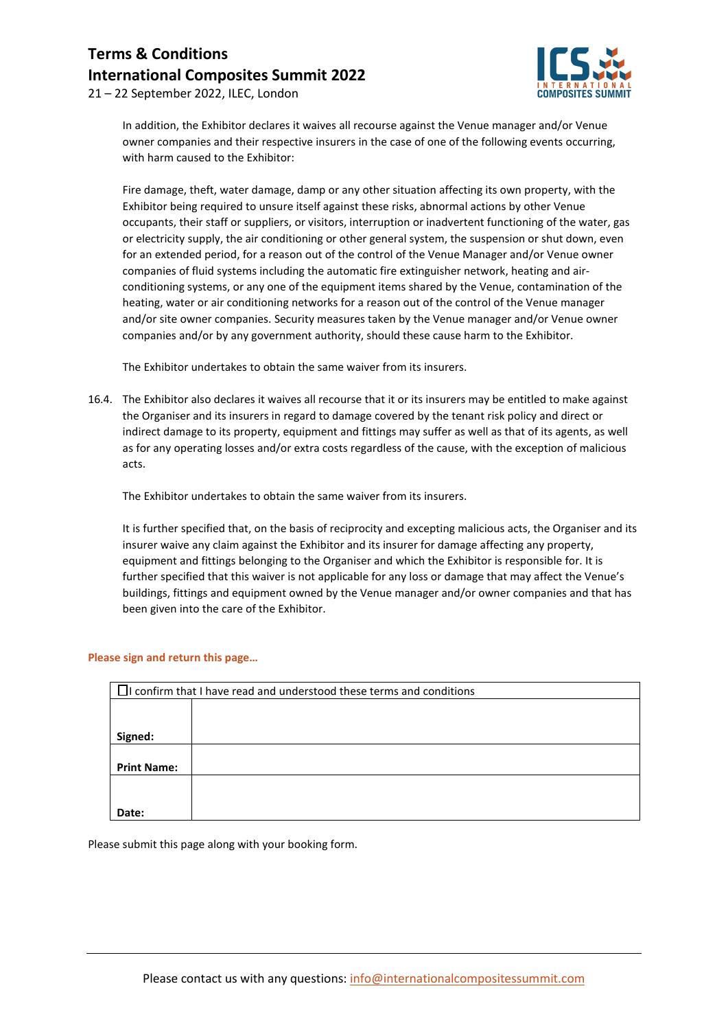In addition, the Exhibitor declares it waives all recourse against the Venue manager and/or Venue owner companies and their respective insurers in the case of one of the following events occurring, with harm caused to the Exhibitor:

Fire damage, theft, water damage, damp or any other situation affecting its own property, with the Exhibitor being required to unsure itself against these risks, abnormal actions by other Venue occupants, their staff or suppliers, or visitors, interruption or inadvertent functioning of the water, gas or electricity supply, the air conditioning or other general system, the suspension or shut down, even for an extended period, for a reason out of the control of the Venue Manager and/or Venue owner companies of fluid systems including the automatic fire extinguisher network, heating and air-conditioning systems, or any one of the equipment items shared by the Venue, contamination of the heating, water or air conditioning networks for a reason out of the control of the Venue manager and/or site owner companies. Security measures taken by the Venue manager and/or Venue owner companies and/or by any government authority, should these cause harm to the Exhibitor.

The Exhibitor undertakes to obtain the same waiver from its insurers.

16.4. The Exhibitor also declares it waives all recourse that it or its insurers may be entitled to make against the Organiser and its insurers in regard to damage covered by the tenant risk policy and direct or indirect damage to its property, equipment and fittings may suffer as well as that of its agents, as well as for any operating losses and/or extra costs regardless of the cause, with the exception of malicious acts.

The Exhibitor undertakes to obtain the same waiver from its insurers.

It is further specified that, on the basis of reciprocity and excepting malicious acts, the Organiser and its insurer waive any claim against the Exhibitor and its insurer for damage affecting any property, equipment and fittings belonging to the Organiser and which the Exhibitor is responsible for. It is further specified that this waiver is not applicable for any loss or damage that may affect the Venue's buildings, fittings and equipment owned by the Venue manager and/or owner companies and that has been given into the care of the Exhibitor.

**Please sign and return this page…**

| ☐ I confirm that I have read and understood these terms and conditions | |
|---|---|
| **Signed:** | |
| **Print Name:** | |
| **Date:** | |

Please submit this page along with your booking form.

Please contact us with any questions: info@internationalcompositessummit.com